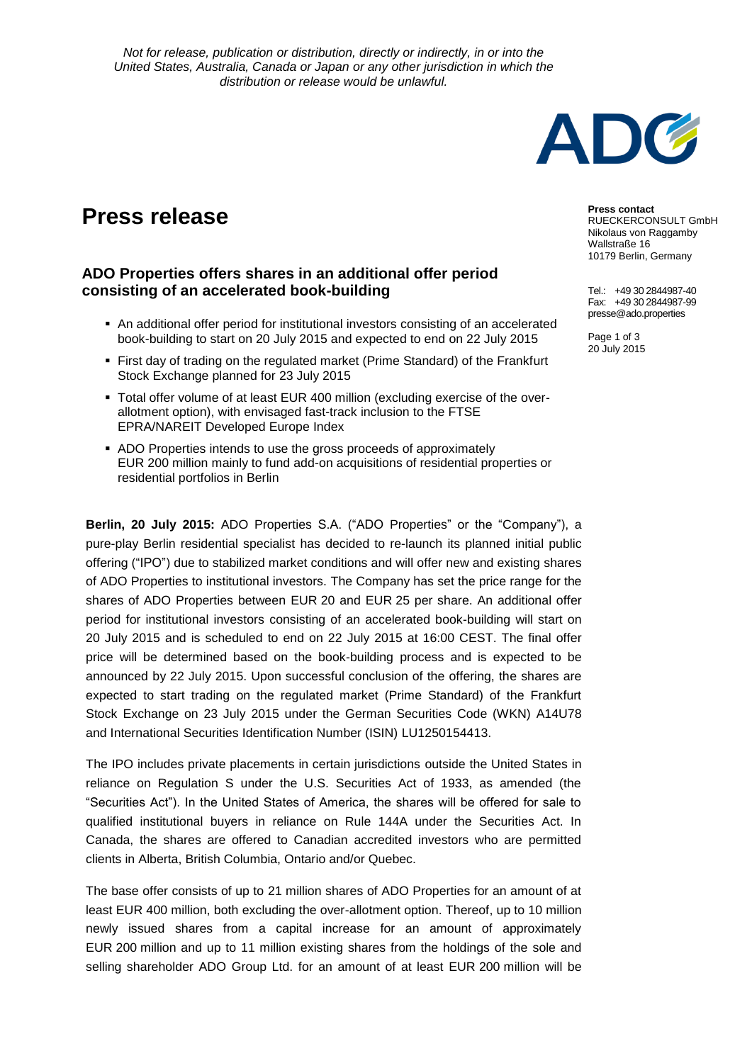*Not for release, publication or distribution, directly or indirectly, in or into the United States, Australia, Canada or Japan or any other jurisdiction in which the distribution or release would be unlawful.*

# Press release

**Press contact**
RUECKERCONSULT GmbH
Nikolaus von Raggamby
Wallstraße 16
10179 Berlin, Germany

Tel.: +49 30 2844987-40
Fax: +49 30 2844987-99
presse@ado.properties

20 July 2015

## ADO Properties offers shares in an additional offer period consisting of an accelerated book-building

- An additional offer period for institutional investors consisting of an accelerated book-building to start on 20 July 2015 and expected to end on 22 July 2015
- First day of trading on the regulated market (Prime Standard) of the Frankfurt Stock Exchange planned for 23 July 2015
- Total offer volume of at least EUR 400 million (excluding exercise of the over-allotment option), with envisaged fast-track inclusion to the FTSE EPRA/NAREIT Developed Europe Index
- ADO Properties intends to use the gross proceeds of approximately EUR 200 million mainly to fund add-on acquisitions of residential properties or residential portfolios in Berlin

**Berlin, 20 July 2015:** ADO Properties S.A. ("ADO Properties" or the "Company"), a pure-play Berlin residential specialist has decided to re-launch its planned initial public offering ("IPO") due to stabilized market conditions and will offer new and existing shares of ADO Properties to institutional investors. The Company has set the price range for the shares of ADO Properties between EUR 20 and EUR 25 per share. An additional offer period for institutional investors consisting of an accelerated book-building will start on 20 July 2015 and is scheduled to end on 22 July 2015 at 16:00 CEST. The final offer price will be determined based on the book-building process and is expected to be announced by 22 July 2015. Upon successful conclusion of the offering, the shares are expected to start trading on the regulated market (Prime Standard) of the Frankfurt Stock Exchange on 23 July 2015 under the German Securities Code (WKN) A14U78 and International Securities Identification Number (ISIN) LU1250154413.

The IPO includes private placements in certain jurisdictions outside the United States in reliance on Regulation S under the U.S. Securities Act of 1933, as amended (the "Securities Act"). In the United States of America, the shares will be offered for sale to qualified institutional buyers in reliance on Rule 144A under the Securities Act. In Canada, the shares are offered to Canadian accredited investors who are permitted clients in Alberta, British Columbia, Ontario and/or Quebec.

The base offer consists of up to 21 million shares of ADO Properties for an amount of at least EUR 400 million, both excluding the over-allotment option. Thereof, up to 10 million newly issued shares from a capital increase for an amount of approximately EUR 200 million and up to 11 million existing shares from the holdings of the sole and selling shareholder ADO Group Ltd. for an amount of at least EUR 200 million will be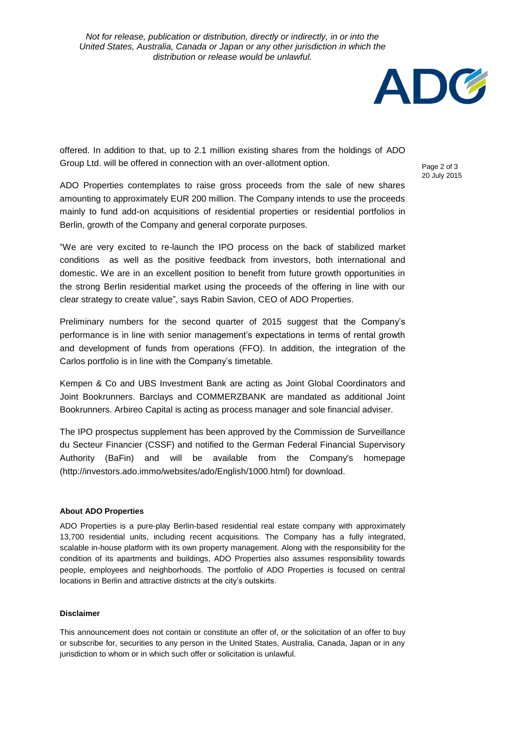offered. In addition to that, up to 2.1 million existing shares from the holdings of ADO Group Ltd. will be offered in connection with an over-allotment option.

ADO Properties contemplates to raise gross proceeds from the sale of new shares amounting to approximately EUR 200 million. The Company intends to use the proceeds mainly to fund add-on acquisitions of residential properties or residential portfolios in Berlin, growth of the Company and general corporate purposes.

"We are very excited to re-launch the IPO process on the back of stabilized market conditions as well as the positive feedback from investors, both international and domestic. We are in an excellent position to benefit from future growth opportunities in the strong Berlin residential market using the proceeds of the offering in line with our clear strategy to create value", says Rabin Savion, CEO of ADO Properties.

Preliminary numbers for the second quarter of 2015 suggest that the Company's performance is in line with senior management's expectations in terms of rental growth and development of funds from operations (FFO). In addition, the integration of the Carlos portfolio is in line with the Company's timetable.

Kempen & Co and UBS Investment Bank are acting as Joint Global Coordinators and Joint Bookrunners. Barclays and COMMERZBANK are mandated as additional Joint Bookrunners. Arbireo Capital is acting as process manager and sole financial adviser.

The IPO prospectus supplement has been approved by the Commission de Surveillance du Secteur Financier (CSSF) and notified to the German Federal Financial Supervisory Authority (BaFin) and will be available from the Company's homepage (http://investors.ado.immo/websites/ado/English/1000.html) for download.

**About ADO Properties**

ADO Properties is a pure-play Berlin-based residential real estate company with approximately 13,700 residential units, including recent acquisitions. The Company has a fully integrated, scalable in-house platform with its own property management. Along with the responsibility for the condition of its apartments and buildings, ADO Properties also assumes responsibility towards people, employees and neighborhoods. The portfolio of ADO Properties is focused on central locations in Berlin and attractive districts at the city's outskirts.

**Disclaimer**

This announcement does not contain or constitute an offer of, or the solicitation of an offer to buy or subscribe for, securities to any person in the United States, Australia, Canada, Japan or in any jurisdiction to whom or in which such offer or solicitation is unlawful.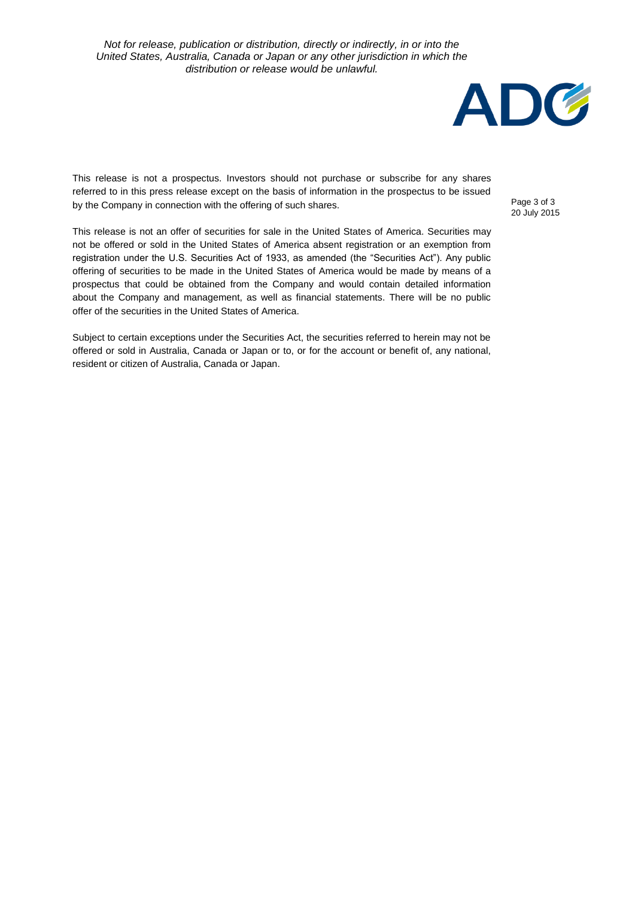*Not for release, publication or distribution, directly or indirectly, in or into the United States, Australia, Canada or Japan or any other jurisdiction in which the distribution or release would be unlawful.*

This release is not a prospectus. Investors should not purchase or subscribe for any shares referred to in this press release except on the basis of information in the prospectus to be issued by the Company in connection with the offering of such shares.

This release is not an offer of securities for sale in the United States of America. Securities may not be offered or sold in the United States of America absent registration or an exemption from registration under the U.S. Securities Act of 1933, as amended (the "Securities Act"). Any public offering of securities to be made in the United States of America would be made by means of a prospectus that could be obtained from the Company and would contain detailed information about the Company and management, as well as financial statements. There will be no public offer of the securities in the United States of America.

Subject to certain exceptions under the Securities Act, the securities referred to herein may not be offered or sold in Australia, Canada or Japan or to, or for the account or benefit of, any national, resident or citizen of Australia, Canada or Japan.